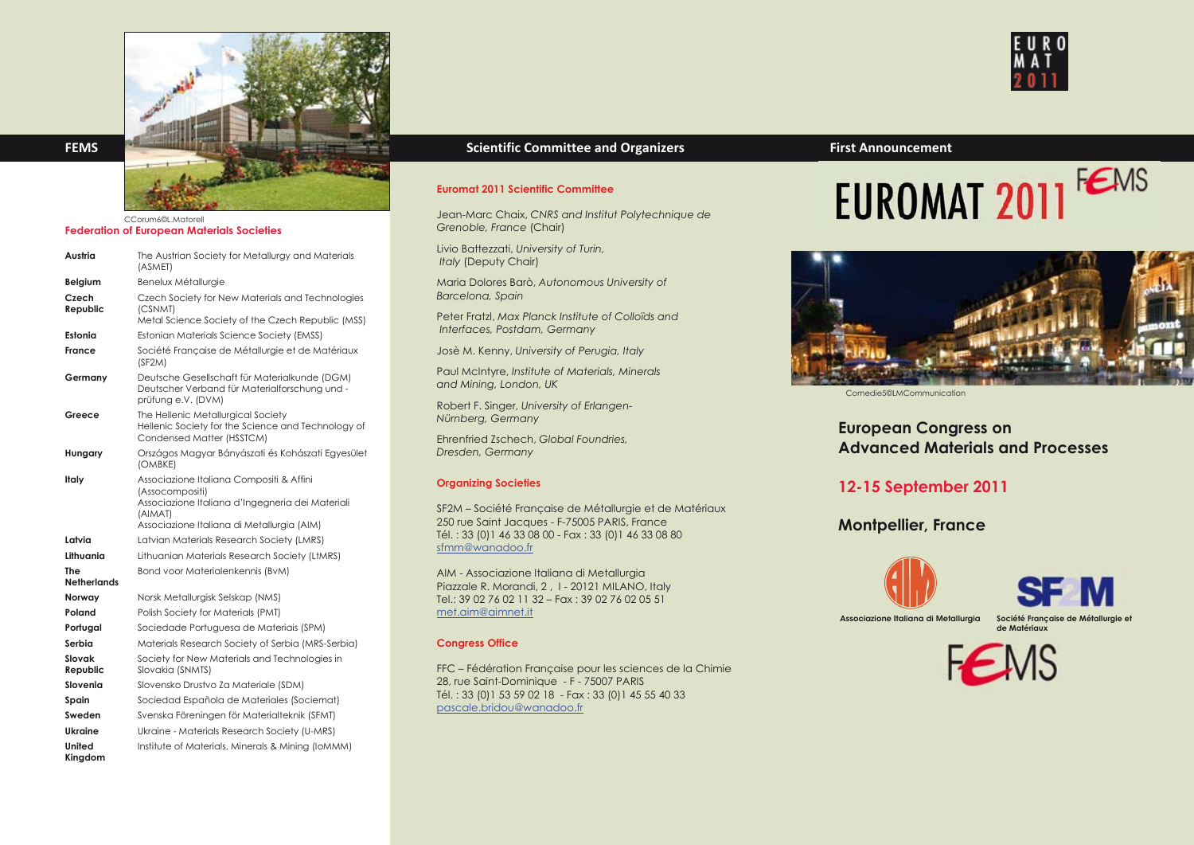# FEMS

CCorum6©L.Matorell

## Federation of European Materials Societies

| | |
|---|---|
| **Austria** | The Austrian Society for Metallurgy and Materials (ASMET) |
| **Belgium** | Benelux Métallurgie |
| **Czech Republic** | Czech Society for New Materials and Technologies (CSNMT)<br>Metal Science Society of the Czech Republic (MSS) |
| **Estonia** | Estonian Materials Science Society (EMSS) |
| **France** | Société Française de Métallurgie et de Matériaux (SF2M) |
| **Germany** | Deutsche Gesellschaft für Materialkunde (DGM)<br>Deutscher Verband für Materialforschung und -prüfung e.V. (DVM) |
| **Greece** | The Hellenic Metallurgical Society<br>Hellenic Society for the Science and Technology of Condensed Matter (HSSTCM) |
| **Hungary** | Országos Magyar Bányászati és Kohászati Egyesület (OMBKE) |
| **Italy** | Associazione Italiana Compositi & Affini (Assocompositi)<br>Associazione Italiana d'Ingegneria dei Materiali (AIMAT)<br>Associazione Italiana di Metallurgia (AIM) |
| **Latvia** | Latvian Materials Research Society (LMRS) |
| **Lithuania** | Lithuanian Materials Research Society (LtMRS) |
| **The Netherlands** | Bond voor Materialenkennis (BvM) |
| **Norway** | Norsk Metallurgisk Selskap (NMS) |
| **Poland** | Polish Society for Materials (PMT) |
| **Portugal** | Sociedade Portuguesa de Materiais (SPM) |
| **Serbia** | Materials Research Society of Serbia (MRS-Serbia) |
| **Slovak Republic** | Society for New Materials and Technologies in Slovakia (SNMTS) |
| **Slovenia** | Slovensko Drustvo Za Materiale (SDM) |
| **Spain** | Sociedad Española de Materiales (Sociemat) |
| **Sweden** | Svenska Föreningen för Materialteknik (SFMT) |
| **Ukraine** | Ukraine - Materials Research Society (U-MRS) |
| **United Kingdom** | Institute of Materials, Minerals & Mining (IoMMM) |

# Scientific Committee and Organizers

### Euromat 2011 Scientific Committee

Jean-Marc Chaix, *CNRS and Institut Polytechnique de Grenoble, France* (Chair)

Livio Battezzati, *University of Turin, Italy* (Deputy Chair)

Maria Dolores Barò, *Autonomous University of Barcelona, Spain*

Peter Fratzl, *Max Planck Institute of Colloïds and Interfaces, Postdam, Germany*

Josè M. Kenny, *University of Perugia, Italy*

Paul McIntyre, *Institute of Materials, Minerals and Mining, London, UK*

Robert F. Singer, *University of Erlangen-Nürnberg, Germany*

Ehrenfried Zschech, *Global Foundries, Dresden, Germany*

### Organizing Societies

SF2M – Société Française de Métallurgie et de Matériaux
250 rue Saint Jacques - F-75005 PARIS, France
Tél. : 33 (0)1 46 33 08 00 - Fax : 33 (0)1 46 33 08 80
sfmm@wanadoo.fr

AIM - Associazione Italiana di Metallurgia
Piazzale R. Morandi, 2 , I - 20121 MILANO, Italy
Tel.: 39 02 76 02 11 32 – Fax : 39 02 76 02 05 51
met.aim@aimnet.it

### Congress Office

FFC – Fédération Française pour les sciences de la Chimie
28, rue Saint-Dominique - F - 75007 PARIS
Tél. : 33 (0)1 53 59 02 18 - Fax : 33 (0)1 45 55 40 33
pascale.bridou@wanadoo.fr

# First Announcement

EURO MAT 2011

# EUROMAT 2011 FEMS

Comedie5©LMCommunication

## European Congress on Advanced Materials and Processes

## 12-15 September 2011

## Montpellier, France

Associazione Italiana di Metallurgia

Société Française de Métallurgie et de Matériaux

FEMS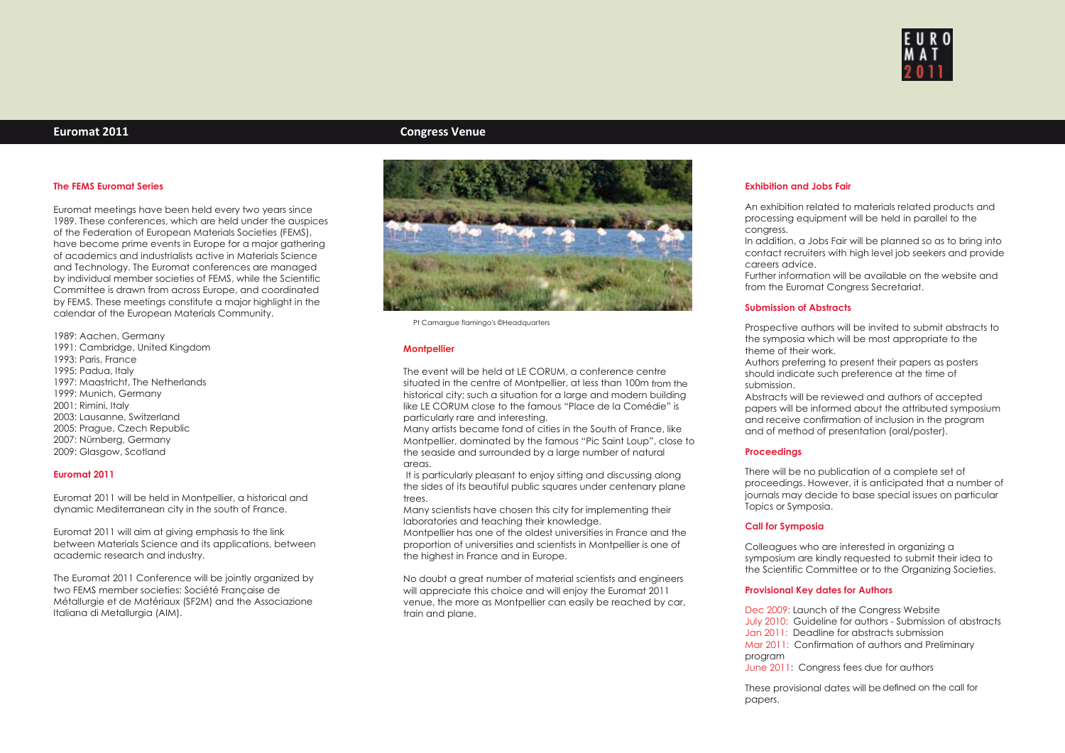## Euromat 2011

### The FEMS Euromat Series

Euromat meetings have been held every two years since 1989. These conferences, which are held under the auspices of the Federation of European Materials Societies (FEMS), have become prime events in Europe for a major gathering of academics and industrialists active in Materials Science and Technology. The Euromat conferences are managed by individual member societies of FEMS, while the Scientific Committee is drawn from across Europe, and coordinated by FEMS. These meetings constitute a major highlight in the calendar of the European Materials Community.

1989: Aachen, Germany
1991: Cambridge, United Kingdom
1993: Paris, France
1995: Padua, Italy
1997: Maastricht, The Netherlands
1999: Munich, Germany
2001: Rimini, Italy
2003: Lausanne, Switzerland
2005: Prague, Czech Republic
2007: Nürnberg, Germany
2009: Glasgow, Scotland

### Euromat 2011

Euromat 2011 will be held in Montpellier, a historical and dynamic Mediterranean city in the south of France.

Euromat 2011 will aim at giving emphasis to the link between Materials Science and its applications, between academic research and industry.

The Euromat 2011 Conference will be jointly organized by two FEMS member societies: Société Française de Métallurgie et de Matériaux (SF2M) and the Associazione Italiana di Metallurgia (AIM).

## Congress Venue

Pt Camargue flamingo's ©Headquarters

### Montpellier

The event will be held at LE CORUM, a conference centre situated in the centre of Montpellier, at less than 100m from the historical city; such a situation for a large and modern building like LE CORUM close to the famous "Place de la Comédie" is particularly rare and interesting.

Many artists became fond of cities in the South of France, like Montpellier, dominated by the famous "Pic Saint Loup", close to the seaside and surrounded by a large number of natural areas.

It is particularly pleasant to enjoy sitting and discussing along the sides of its beautiful public squares under centenary plane trees.

Many scientists have chosen this city for implementing their laboratories and teaching their knowledge.

Montpellier has one of the oldest universities in France and the proportion of universities and scientists in Montpellier is one of the highest in France and in Europe.

No doubt a great number of material scientists and engineers will appreciate this choice and will enjoy the Euromat 2011 venue, the more as Montpellier can easily be reached by car, train and plane.

### Exhibition and Jobs Fair

An exhibition related to materials related products and processing equipment will be held in parallel to the congress.

In addition, a Jobs Fair will be planned so as to bring into contact recruiters with high level job seekers and provide careers advice.

Further information will be available on the website and from the Euromat Congress Secretariat.

### Submission of Abstracts

Prospective authors will be invited to submit abstracts to the symposia which will be most appropriate to the theme of their work.

Authors preferring to present their papers as posters should indicate such preference at the time of submission.

Abstracts will be reviewed and authors of accepted papers will be informed about the attributed symposium and receive confirmation of inclusion in the program and of method of presentation (oral/poster).

### Proceedings

There will be no publication of a complete set of proceedings. However, it is anticipated that a number of journals may decide to base special issues on particular Topics or Symposia.

### Call for Symposia

Colleagues who are interested in organizing a symposium are kindly requested to submit their idea to the Scientific Committee or to the Organizing Societies.

### Provisional Key dates for Authors

Dec 2009: Launch of the Congress Website
July 2010: Guideline for authors - Submission of abstracts
Jan 2011: Deadline for abstracts submission
Mar 2011: Confirmation of authors and Preliminary program
June 2011: Congress fees due for authors

These provisional dates will be defined on the call for papers.